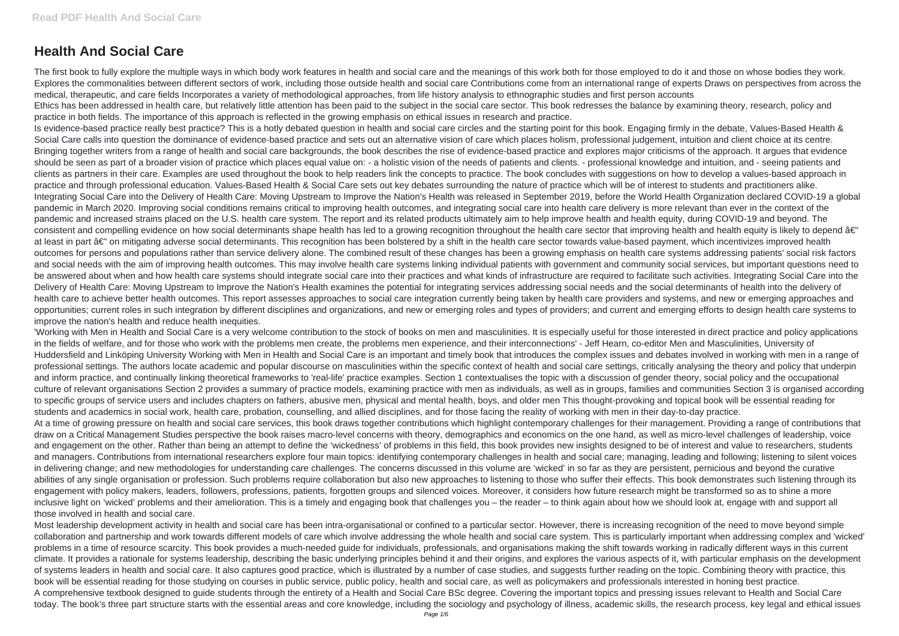# Health And Social Care

The first book to fully explore the multiple ways in which body work features in health and social care and the meanings of this work both for those employed to do it and those on whose bodies they work. Explores the commonalities between different sectors of work, including those outside health and social care Contributions come from an international range of experts Draws on perspectives from across the medical, therapeutic, and care fields Incorporates a variety of methodological approaches, from life history analysis to ethnographic studies and first person accounts

Ethics has been addressed in health care, but relatively little attention has been paid to the subject in the social care sector. This book redresses the balance by examining theory, research, policy and practice in both fields. The importance of this approach is reflected in the growing emphasis on ethical issues in research and practice.

Is evidence-based practice really best practice? This is a hotly debated question in health and social care circles and the starting point for this book. Engaging firmly in the debate, Values-Based Health & Social Care calls into question the dominance of evidence-based practice and sets out an alternative vision of care which places holism, professional judgement, intuition and client choice at its centre. Bringing together writers from a range of health and social care backgrounds, the book describes the rise of evidence-based practice and explores major criticisms of the approach. It argues that evidence should be seen as part of a broader vision of practice which places equal value on: - a holistic vision of the needs of patients and clients. - professional knowledge and intuition, and - seeing patients and clients as partners in their care. Examples are used throughout the book to help readers link the concepts to practice. The book concludes with suggestions on how to develop a values-based approach in practice and through professional education. Values-Based Health & Social Care sets out key debates surrounding the nature of practice which will be of interest to students and practitioners alike.

Integrating Social Care into the Delivery of Health Care: Moving Upstream to Improve the Nation's Health was released in September 2019, before the World Health Organization declared COVID-19 a global pandemic in March 2020. Improving social conditions remains critical to improving health outcomes, and integrating social care into health care delivery is more relevant than ever in the context of the pandemic and increased strains placed on the U.S. health care system. The report and its related products ultimately aim to help improve health and health equity, during COVID-19 and beyond. The consistent and compelling evidence on how social determinants shape health has led to a growing recognition throughout the health care sector that improving health and health equity is likely to depend â€" at least in part â€" on mitigating adverse social determinants. This recognition has been bolstered by a shift in the health care sector towards value-based payment, which incentivizes improved health outcomes for persons and populations rather than service delivery alone. The combined result of these changes has been a growing emphasis on health care systems addressing patients' social risk factors and social needs with the aim of improving health outcomes. This may involve health care systems linking individual patients with government and community social services, but important questions need to be answered about when and how health care systems should integrate social care into their practices and what kinds of infrastructure are required to facilitate such activities. Integrating Social Care into the Delivery of Health Care: Moving Upstream to Improve the Nation's Health examines the potential for integrating services addressing social needs and the social determinants of health into the delivery of health care to achieve better health outcomes. This report assesses approaches to social care integration currently being taken by health care providers and systems, and new or emerging approaches and opportunities; current roles in such integration by different disciplines and organizations, and new or emerging roles and types of providers; and current and emerging efforts to design health care systems to improve the nation's health and reduce health inequities.

'Working with Men in Health and Social Care is a very welcome contribution to the stock of books on men and masculinities. It is especially useful for those interested in direct practice and policy applications in the fields of welfare, and for those who work with the problems men create, the problems men experience, and their interconnections' - Jeff Hearn, co-editor Men and Masculinities, University of Huddersfield and Linköping University Working with Men in Health and Social Care is an important and timely book that introduces the complex issues and debates involved in working with men in a range of professional settings. The authors locate academic and popular discourse on masculinities within the specific context of health and social care settings, critically analysing the theory and policy that underpin and inform practice, and continually linking theoretical frameworks to 'real-life' practice examples. Section 1 contextualises the topic with a discussion of gender theory, social policy and the occupational culture of relevant organisations Section 2 provides a summary of practice models, examining practice with men as individuals, as well as in groups, families and communities Section 3 is organised according to specific groups of service users and includes chapters on fathers, abusive men, physical and mental health, boys, and older men This thought-provoking and topical book will be essential reading for students and academics in social work, health care, probation, counselling, and allied disciplines, and for those facing the reality of working with men in their day-to-day practice.

At a time of growing pressure on health and social care services, this book draws together contributions which highlight contemporary challenges for their management. Providing a range of contributions that draw on a Critical Management Studies perspective the book raises macro-level concerns with theory, demographics and economics on the one hand, as well as micro-level challenges of leadership, voice and engagement on the other. Rather than being an attempt to define the 'wickedness' of problems in this field, this book provides new insights designed to be of interest and value to researchers, students and managers. Contributions from international researchers explore four main topics: identifying contemporary challenges in health and social care; managing, leading and following; listening to silent voices in delivering change; and new methodologies for understanding care challenges. The concerns discussed in this volume are 'wicked' in so far as they are persistent, pernicious and beyond the curative abilities of any single organisation or profession. Such problems require collaboration but also new approaches to listening to those who suffer their effects. This book demonstrates such listening through its engagement with policy makers, leaders, followers, professions, patients, forgotten groups and silenced voices. Moreover, it considers how future research might be transformed so as to shine a more inclusive light on 'wicked' problems and their amelioration. This is a timely and engaging book that challenges you – the reader – to think again about how we should look at, engage with and support all those involved in health and social care.

Most leadership development activity in health and social care has been intra-organisational or confined to a particular sector. However, there is increasing recognition of the need to move beyond simple collaboration and partnership and work towards different models of care which involve addressing the whole health and social care system. This is particularly important when addressing complex and 'wicked' problems in a time of resource scarcity. This book provides a much-needed guide for individuals, professionals, and organisations making the shift towards working in radically different ways in this current climate. It provides a rationale for systems leadership, describing the basic underlying principles behind it and their origins, and explores the various aspects of it, with particular emphasis on the development of systems leaders in health and social care. It also captures good practice, which is illustrated by a number of case studies, and suggests further reading on the topic. Combining theory with practice, this book will be essential reading for those studying on courses in public service, public policy, health and social care, as well as policymakers and professionals interested in honing best practice.

A comprehensive textbook designed to guide students through the entirety of a Health and Social Care BSc degree. Covering the important topics and pressing issues relevant to Health and Social Care today. The book's three part structure starts with the essential areas and core knowledge, including the sociology and psychology of illness, academic skills, the research process, key legal and ethical issues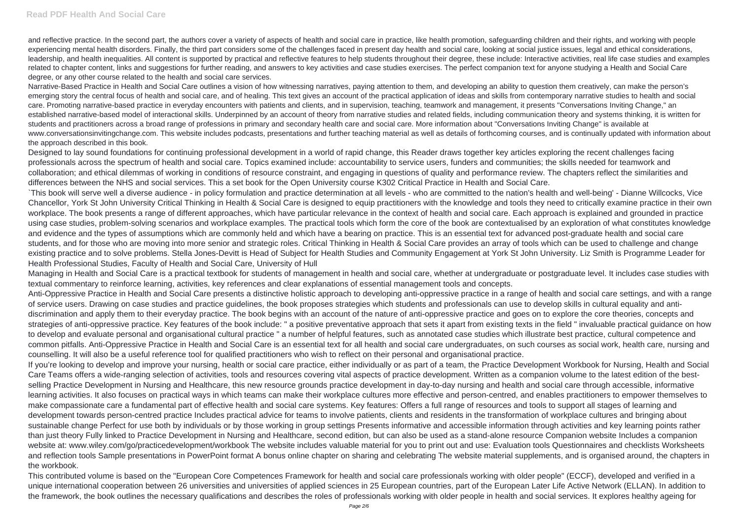and reflective practice. In the second part, the authors cover a variety of aspects of health and social care in practice, like health promotion, safeguarding children and their rights, and working with people experiencing mental health disorders. Finally, the third part considers some of the challenges faced in present day health and social care, looking at social justice issues, legal and ethical considerations, leadership, and health inequalities. All content is supported by practical and reflective features to help students throughout their degree, these include: Interactive activities, real life case studies and examples related to chapter content, links and suggestions for further reading, and answers to key activities and case studies exercises. The perfect companion text for anyone studying a Health and Social Care degree, or any other course related to the health and social care services.

Narrative-Based Practice in Health and Social Care outlines a vision of how witnessing narratives, paying attention to them, and developing an ability to question them creatively, can make the person's emerging story the central focus of health and social care, and of healing. This text gives an account of the practical application of ideas and skills from contemporary narrative studies to health and social care. Promoting narrative-based practice in everyday encounters with patients and clients, and in supervision, teaching, teamwork and management, it presents "Conversations Inviting Change," an established narrative-based model of interactional skills. Underpinned by an account of theory from narrative studies and related fields, including communication theory and systems thinking, it is written for students and practitioners across a broad range of professions in primary and secondary health care and social care. More information about "Conversations Inviting Change" is available at www.conversationsinvitingchange.com. This website includes podcasts, presentations and further teaching material as well as details of forthcoming courses, and is continually updated with information about the approach described in this book.

Designed to lay sound foundations for continuing professional development in a world of rapid change, this Reader draws together key articles exploring the recent challenges facing professionals across the spectrum of health and social care. Topics examined include: accountability to service users, funders and communities; the skills needed for teamwork and collaboration; and ethical dilemmas of working in conditions of resource constraint, and engaging in questions of quality and performance review. The chapters reflect the similarities and differences between the NHS and social services. This a set book for the Open University course K302 Critical Practice in Health and Social Care.

`This book will serve well a diverse audience - in policy formulation and practice determination at all levels - who are committed to the nation's health and well-being' - Dianne Willcocks, Vice Chancellor, York St John University Critical Thinking in Health & Social Care is designed to equip practitioners with the knowledge and tools they need to critically examine practice in their own workplace. The book presents a range of different approaches, which have particular relevance in the context of health and social care. Each approach is explained and grounded in practice using case studies, problem-solving scenarios and workplace examples. The practical tools which form the core of the book are contextualised by an exploration of what constitutes knowledge and evidence and the types of assumptions which are commonly held and which have a bearing on practice. This is an essential text for advanced post-graduate health and social care students, and for those who are moving into more senior and strategic roles. Critical Thinking in Health & Social Care provides an array of tools which can be used to challenge and change existing practice and to solve problems. Stella Jones-Devitt is Head of Subject for Health Studies and Community Engagement at York St John University. Liz Smith is Programme Leader for Health Professional Studies, Faculty of Health and Social Care, University of Hull

Managing in Health and Social Care is a practical textbook for students of management in health and social care, whether at undergraduate or postgraduate level. It includes case studies with textual commentary to reinforce learning, activities, key references and clear explanations of essential management tools and concepts.

Anti-Oppressive Practice in Health and Social Care presents a distinctive holistic approach to developing anti-oppressive practice in a range of health and social care settings, and with a range of service users. Drawing on case studies and practice guidelines, the book proposes strategies which students and professionals can use to develop skills in cultural equality and anti-discrimination and apply them to their everyday practice. The book begins with an account of the nature of anti-oppressive practice and goes on to explore the core theories, concepts and strategies of anti-oppressive practice. Key features of the book include: " a positive preventative approach that sets it apart from existing texts in the field " invaluable practical guidance on how to develop and evaluate personal and organisational cultural practice " a number of helpful features, such as annotated case studies which illustrate best practice, cultural competence and common pitfalls. Anti-Oppressive Practice in Health and Social Care is an essential text for all health and social care undergraduates, on such courses as social work, health care, nursing and counselling. It will also be a useful reference tool for qualified practitioners who wish to reflect on their personal and organisational practice.

If you're looking to develop and improve your nursing, health or social care practice, either individually or as part of a team, the Practice Development Workbook for Nursing, Health and Social Care Teams offers a wide-ranging selection of activities, tools and resources covering vital aspects of practice development. Written as a companion volume to the latest edition of the best-selling Practice Development in Nursing and Healthcare, this new resource grounds practice development in day-to-day nursing and health and social care through accessible, informative learning activities. It also focuses on practical ways in which teams can make their workplace cultures more effective and person-centred, and enables practitioners to empower themselves to make compassionate care a fundamental part of effective health and social care systems. Key features: Offers a full range of resources and tools to support all stages of learning and development towards person-centred practice Includes practical advice for teams to involve patients, clients and residents in the transformation of workplace cultures and bringing about sustainable change Perfect for use both by individuals or by those working in group settings Presents informative and accessible information through activities and key learning points rather than just theory Fully linked to Practice Development in Nursing and Healthcare, second edition, but can also be used as a stand-alone resource Companion website Includes a companion website at: www.wiley.com/go/practicedevelopment/workbook The website includes valuable material for you to print out and use: Evaluation tools Questionnaires and checklists Worksheets and reflection tools Sample presentations in PowerPoint format A bonus online chapter on sharing and celebrating The website material supplements, and is organised around, the chapters in the workbook.

This contributed volume is based on the "European Core Competences Framework for health and social care professionals working with older people" (ECCF), developed and verified in a unique international cooperation between 26 universities and universities of applied sciences in 25 European countries, part of the European Later Life Active Network (ELLAN). In addition to the framework, the book outlines the necessary qualifications and describes the roles of professionals working with older people in health and social services. It explores healthy ageing for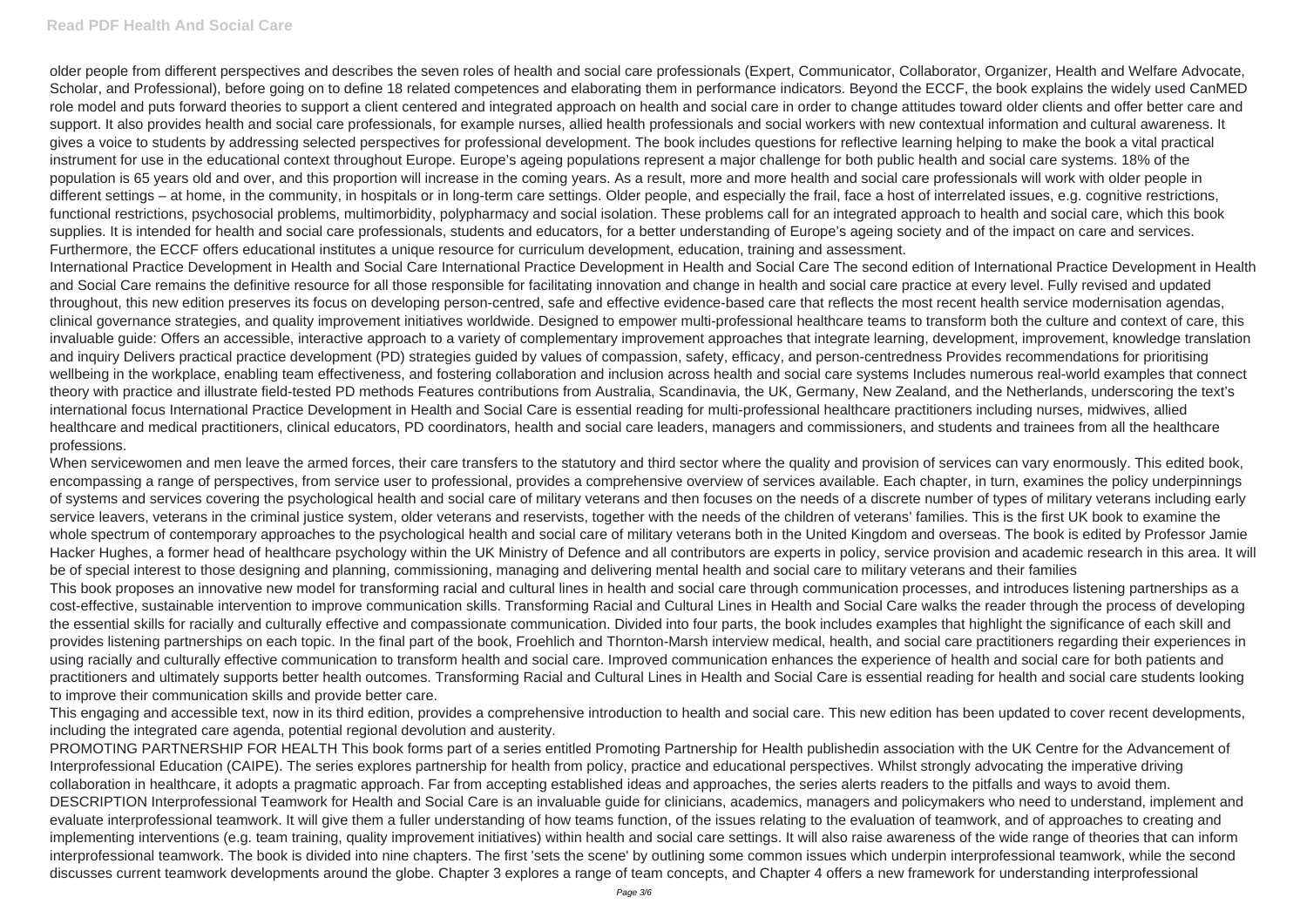older people from different perspectives and describes the seven roles of health and social care professionals (Expert, Communicator, Collaborator, Organizer, Health and Welfare Advocate, Scholar, and Professional), before going on to define 18 related competences and elaborating them in performance indicators. Beyond the ECCF, the book explains the widely used CanMED role model and puts forward theories to support a client centered and integrated approach on health and social care in order to change attitudes toward older clients and offer better care and support. It also provides health and social care professionals, for example nurses, allied health professionals and social workers with new contextual information and cultural awareness. It gives a voice to students by addressing selected perspectives for professional development. The book includes questions for reflective learning helping to make the book a vital practical instrument for use in the educational context throughout Europe. Europe's ageing populations represent a major challenge for both public health and social care systems. 18% of the population is 65 years old and over, and this proportion will increase in the coming years. As a result, more and more health and social care professionals will work with older people in different settings – at home, in the community, in hospitals or in long-term care settings. Older people, and especially the frail, face a host of interrelated issues, e.g. cognitive restrictions, functional restrictions, psychosocial problems, multimorbidity, polypharmacy and social isolation. These problems call for an integrated approach to health and social care, which this book supplies. It is intended for health and social care professionals, students and educators, for a better understanding of Europe's ageing society and of the impact on care and services. Furthermore, the ECCF offers educational institutes a unique resource for curriculum development, education, training and assessment.

International Practice Development in Health and Social Care International Practice Development in Health and Social Care The second edition of International Practice Development in Health and Social Care remains the definitive resource for all those responsible for facilitating innovation and change in health and social care practice at every level. Fully revised and updated throughout, this new edition preserves its focus on developing person-centred, safe and effective evidence-based care that reflects the most recent health service modernisation agendas, clinical governance strategies, and quality improvement initiatives worldwide. Designed to empower multi-professional healthcare teams to transform both the culture and context of care, this invaluable guide: Offers an accessible, interactive approach to a variety of complementary improvement approaches that integrate learning, development, improvement, knowledge translation and inquiry Delivers practical practice development (PD) strategies guided by values of compassion, safety, efficacy, and person-centredness Provides recommendations for prioritising wellbeing in the workplace, enabling team effectiveness, and fostering collaboration and inclusion across health and social care systems Includes numerous real-world examples that connect theory with practice and illustrate field-tested PD methods Features contributions from Australia, Scandinavia, the UK, Germany, New Zealand, and the Netherlands, underscoring the text's international focus International Practice Development in Health and Social Care is essential reading for multi-professional healthcare practitioners including nurses, midwives, allied healthcare and medical practitioners, clinical educators, PD coordinators, health and social care leaders, managers and commissioners, and students and trainees from all the healthcare professions.

When servicewomen and men leave the armed forces, their care transfers to the statutory and third sector where the quality and provision of services can vary enormously. This edited book, encompassing a range of perspectives, from service user to professional, provides a comprehensive overview of services available. Each chapter, in turn, examines the policy underpinnings of systems and services covering the psychological health and social care of military veterans and then focuses on the needs of a discrete number of types of military veterans including early service leavers, veterans in the criminal justice system, older veterans and reservists, together with the needs of the children of veterans' families. This is the first UK book to examine the whole spectrum of contemporary approaches to the psychological health and social care of military veterans both in the United Kingdom and overseas. The book is edited by Professor Jamie Hacker Hughes, a former head of healthcare psychology within the UK Ministry of Defence and all contributors are experts in policy, service provision and academic research in this area. It will be of special interest to those designing and planning, commissioning, managing and delivering mental health and social care to military veterans and their families

This book proposes an innovative new model for transforming racial and cultural lines in health and social care through communication processes, and introduces listening partnerships as a cost-effective, sustainable intervention to improve communication skills. Transforming Racial and Cultural Lines in Health and Social Care walks the reader through the process of developing the essential skills for racially and culturally effective and compassionate communication. Divided into four parts, the book includes examples that highlight the significance of each skill and provides listening partnerships on each topic. In the final part of the book, Froehlich and Thornton-Marsh interview medical, health, and social care practitioners regarding their experiences in using racially and culturally effective communication to transform health and social care. Improved communication enhances the experience of health and social care for both patients and practitioners and ultimately supports better health outcomes. Transforming Racial and Cultural Lines in Health and Social Care is essential reading for health and social care students looking to improve their communication skills and provide better care.

This engaging and accessible text, now in its third edition, provides a comprehensive introduction to health and social care. This new edition has been updated to cover recent developments, including the integrated care agenda, potential regional devolution and austerity.

PROMOTING PARTNERSHIP FOR HEALTH This book forms part of a series entitled Promoting Partnership for Health publishedin association with the UK Centre for the Advancement of Interprofessional Education (CAIPE). The series explores partnership for health from policy, practice and educational perspectives. Whilst strongly advocating the imperative driving collaboration in healthcare, it adopts a pragmatic approach. Far from accepting established ideas and approaches, the series alerts readers to the pitfalls and ways to avoid them. DESCRIPTION Interprofessional Teamwork for Health and Social Care is an invaluable guide for clinicians, academics, managers and policymakers who need to understand, implement and evaluate interprofessional teamwork. It will give them a fuller understanding of how teams function, of the issues relating to the evaluation of teamwork, and of approaches to creating and implementing interventions (e.g. team training, quality improvement initiatives) within health and social care settings. It will also raise awareness of the wide range of theories that can inform interprofessional teamwork. The book is divided into nine chapters. The first 'sets the scene' by outlining some common issues which underpin interprofessional teamwork, while the second discusses current teamwork developments around the globe. Chapter 3 explores a range of team concepts, and Chapter 4 offers a new framework for understanding interprofessional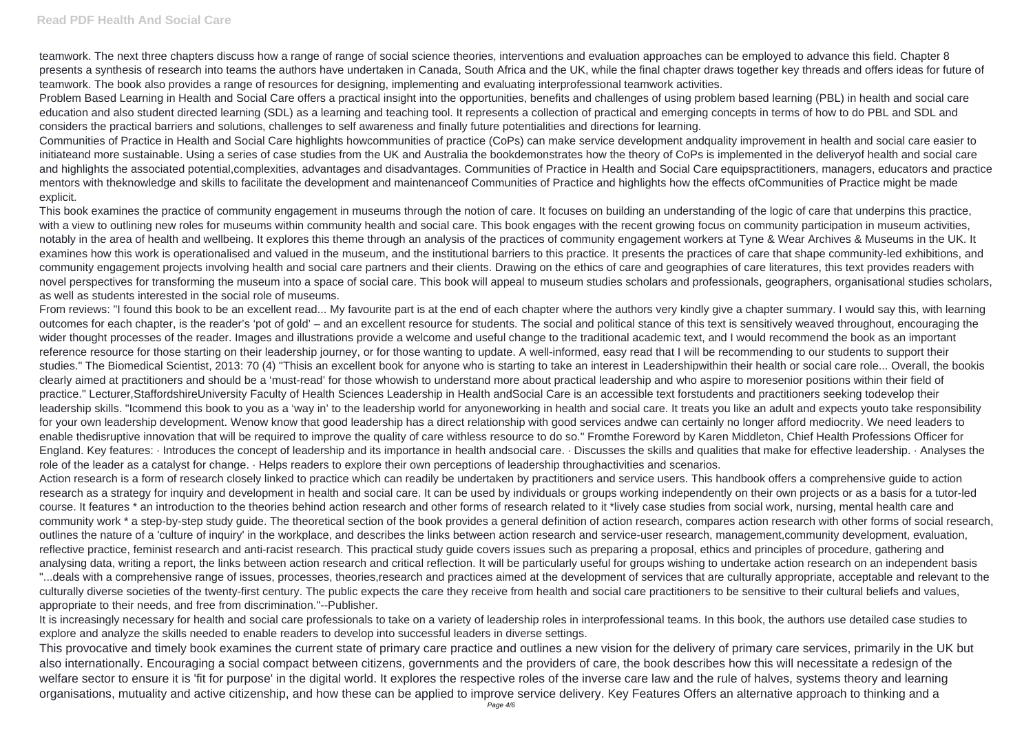teamwork. The next three chapters discuss how a range of range of social science theories, interventions and evaluation approaches can be employed to advance this field. Chapter 8 presents a synthesis of research into teams the authors have undertaken in Canada, South Africa and the UK, while the final chapter draws together key threads and offers ideas for future of teamwork. The book also provides a range of resources for designing, implementing and evaluating interprofessional teamwork activities.

Problem Based Learning in Health and Social Care offers a practical insight into the opportunities, benefits and challenges of using problem based learning (PBL) in health and social care education and also student directed learning (SDL) as a learning and teaching tool. It represents a collection of practical and emerging concepts in terms of how to do PBL and SDL and considers the practical barriers and solutions, challenges to self awareness and finally future potentialities and directions for learning.

Communities of Practice in Health and Social Care highlights howcommunities of practice (CoPs) can make service development andquality improvement in health and social care easier to initiateand more sustainable. Using a series of case studies from the UK and Australia the bookdemonstrates how the theory of CoPs is implemented in the deliveryof health and social care and highlights the associated potential,complexities, advantages and disadvantages. Communities of Practice in Health and Social Care equipspractitioners, managers, educators and practice mentors with theknowledge and skills to facilitate the development and maintenanceof Communities of Practice and highlights how the effects ofCommunities of Practice might be made explicit.

This book examines the practice of community engagement in museums through the notion of care. It focuses on building an understanding of the logic of care that underpins this practice, with a view to outlining new roles for museums within community health and social care. This book engages with the recent growing focus on community participation in museum activities, notably in the area of health and wellbeing. It explores this theme through an analysis of the practices of community engagement workers at Tyne & Wear Archives & Museums in the UK. It examines how this work is operationalised and valued in the museum, and the institutional barriers to this practice. It presents the practices of care that shape community-led exhibitions, and community engagement projects involving health and social care partners and their clients. Drawing on the ethics of care and geographies of care literatures, this text provides readers with novel perspectives for transforming the museum into a space of social care. This book will appeal to museum studies scholars and professionals, geographers, organisational studies scholars, as well as students interested in the social role of museums.

From reviews: "I found this book to be an excellent read... My favourite part is at the end of each chapter where the authors very kindly give a chapter summary. I would say this, with learning outcomes for each chapter, is the reader's 'pot of gold' – and an excellent resource for students. The social and political stance of this text is sensitively weaved throughout, encouraging the wider thought processes of the reader. Images and illustrations provide a welcome and useful change to the traditional academic text, and I would recommend the book as an important reference resource for those starting on their leadership journey, or for those wanting to update. A well-informed, easy read that I will be recommending to our students to support their studies." The Biomedical Scientist, 2013: 70 (4) "Thisis an excellent book for anyone who is starting to take an interest in Leadershipwithin their health or social care role... Overall, the bookis clearly aimed at practitioners and should be a 'must-read' for those whowish to understand more about practical leadership and who aspire to moresenior positions within their field of practice." Lecturer,StaffordshireUniversity Faculty of Health Sciences Leadership in Health andSocial Care is an accessible text forstudents and practitioners seeking todevelop their leadership skills. "Icommend this book to you as a 'way in' to the leadership world for anyoneworking in health and social care. It treats you like an adult and expects youto take responsibility for your own leadership development. Wenow know that good leadership has a direct relationship with good services andwe can certainly no longer afford mediocrity. We need leaders to enable thedisruptive innovation that will be required to improve the quality of care withless resource to do so." Fromthe Foreword by Karen Middleton, Chief Health Professions Officer for England. Key features: · Introduces the concept of leadership and its importance in health andsocial care. · Discusses the skills and qualities that make for effective leadership. · Analyses the role of the leader as a catalyst for change. · Helps readers to explore their own perceptions of leadership throughactivities and scenarios.

Action research is a form of research closely linked to practice which can readily be undertaken by practitioners and service users. This handbook offers a comprehensive guide to action research as a strategy for inquiry and development in health and social care. It can be used by individuals or groups working independently on their own projects or as a basis for a tutor-led course. It features * an introduction to the theories behind action research and other forms of research related to it *lively case studies from social work, nursing, mental health care and community work * a step-by-step study guide. The theoretical section of the book provides a general definition of action research, compares action research with other forms of social research, outlines the nature of a 'culture of inquiry' in the workplace, and describes the links between action research and service-user research, management,community development, evaluation, reflective practice, feminist research and anti-racist research. This practical study guide covers issues such as preparing a proposal, ethics and principles of procedure, gathering and analysing data, writing a report, the links between action research and critical reflection. It will be particularly useful for groups wishing to undertake action research on an independent basis

"...deals with a comprehensive range of issues, processes, theories,research and practices aimed at the development of services that are culturally appropriate, acceptable and relevant to the culturally diverse societies of the twenty-first century. The public expects the care they receive from health and social care practitioners to be sensitive to their cultural beliefs and values, appropriate to their needs, and free from discrimination."--Publisher.

It is increasingly necessary for health and social care professionals to take on a variety of leadership roles in interprofessional teams. In this book, the authors use detailed case studies to explore and analyze the skills needed to enable readers to develop into successful leaders in diverse settings.

This provocative and timely book examines the current state of primary care practice and outlines a new vision for the delivery of primary care services, primarily in the UK but also internationally. Encouraging a social compact between citizens, governments and the providers of care, the book describes how this will necessitate a redesign of the welfare sector to ensure it is 'fit for purpose' in the digital world. It explores the respective roles of the inverse care law and the rule of halves, systems theory and learning organisations, mutuality and active citizenship, and how these can be applied to improve service delivery. Key Features Offers an alternative approach to thinking and a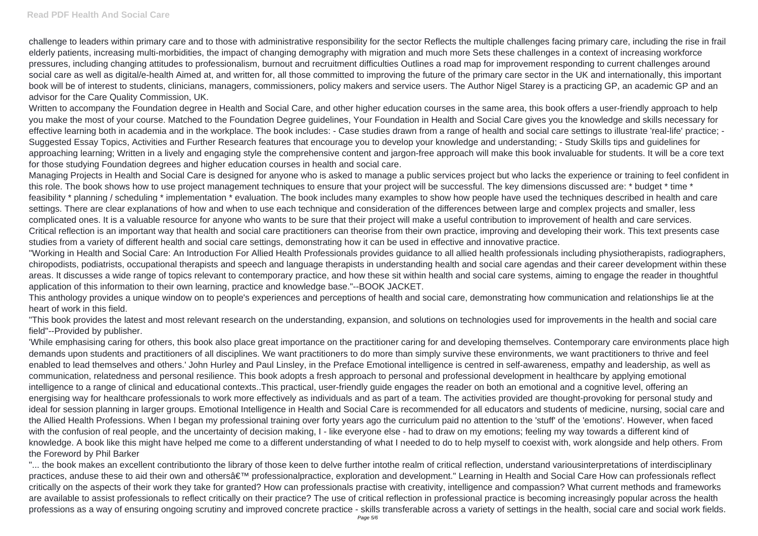challenge to leaders within primary care and to those with administrative responsibility for the sector Reflects the multiple challenges facing primary care, including the rise in frail elderly patients, increasing multi-morbidities, the impact of changing demography with migration and much more Sets these challenges in a context of increasing workforce pressures, including changing attitudes to professionalism, burnout and recruitment difficulties Outlines a road map for improvement responding to current challenges around social care as well as digital/e-health Aimed at, and written for, all those committed to improving the future of the primary care sector in the UK and internationally, this important book will be of interest to students, clinicians, managers, commissioners, policy makers and service users. The Author Nigel Starey is a practicing GP, an academic GP and an advisor for the Care Quality Commission, UK.

Written to accompany the Foundation degree in Health and Social Care, and other higher education courses in the same area, this book offers a user-friendly approach to help you make the most of your course. Matched to the Foundation Degree guidelines, Your Foundation in Health and Social Care gives you the knowledge and skills necessary for effective learning both in academia and in the workplace. The book includes: - Case studies drawn from a range of health and social care settings to illustrate 'real-life' practice; - Suggested Essay Topics, Activities and Further Research features that encourage you to develop your knowledge and understanding; - Study Skills tips and guidelines for approaching learning; Written in a lively and engaging style the comprehensive content and jargon-free approach will make this book invaluable for students. It will be a core text for those studying Foundation degrees and higher education courses in health and social care.

Managing Projects in Health and Social Care is designed for anyone who is asked to manage a public services project but who lacks the experience or training to feel confident in this role. The book shows how to use project management techniques to ensure that your project will be successful. The key dimensions discussed are: * budget * time * feasibility * planning / scheduling * implementation * evaluation. The book includes many examples to show how people have used the techniques described in health and care settings. There are clear explanations of how and when to use each technique and consideration of the differences between large and complex projects and smaller, less complicated ones. It is a valuable resource for anyone who wants to be sure that their project will make a useful contribution to improvement of health and care services.

Critical reflection is an important way that health and social care practitioners can theorise from their own practice, improving and developing their work. This text presents case studies from a variety of different health and social care settings, demonstrating how it can be used in effective and innovative practice.

"Working in Health and Social Care: An Introduction For Allied Health Professionals provides guidance to all allied health professionals including physiotherapists, radiographers, chiropodists, podiatrists, occupational therapists and speech and language therapists in understanding health and social care agendas and their career development within these areas. It discusses a wide range of topics relevant to contemporary practice, and how these sit within health and social care systems, aiming to engage the reader in thoughtful application of this information to their own learning, practice and knowledge base."--BOOK JACKET.

This anthology provides a unique window on to people's experiences and perceptions of health and social care, demonstrating how communication and relationships lie at the heart of work in this field.

"This book provides the latest and most relevant research on the understanding, expansion, and solutions on technologies used for improvements in the health and social care field"--Provided by publisher.

'While emphasising caring for others, this book also place great importance on the practitioner caring for and developing themselves. Contemporary care environments place high demands upon students and practitioners of all disciplines. We want practitioners to do more than simply survive these environments, we want practitioners to thrive and feel enabled to lead themselves and others.' John Hurley and Paul Linsley, in the Preface Emotional intelligence is centred in self-awareness, empathy and leadership, as well as communication, relatedness and personal resilience. This book adopts a fresh approach to personal and professional development in healthcare by applying emotional intelligence to a range of clinical and educational contexts..This practical, user-friendly guide engages the reader on both an emotional and a cognitive level, offering an energising way for healthcare professionals to work more effectively as individuals and as part of a team. The activities provided are thought-provoking for personal study and ideal for session planning in larger groups. Emotional Intelligence in Health and Social Care is recommended for all educators and students of medicine, nursing, social care and the Allied Health Professions. When I began my professional training over forty years ago the curriculum paid no attention to the 'stuff' of the 'emotions'. However, when faced with the confusion of real people, and the uncertainty of decision making, I - like everyone else - had to draw on my emotions; feeling my way towards a different kind of knowledge. A book like this might have helped me come to a different understanding of what I needed to do to help myself to coexist with, work alongside and help others. From the Foreword by Phil Barker

"... the book makes an excellent contributionto the library of those keen to delve further intothe realm of critical reflection, understand variousinterpretations of interdisciplinary practices, anduse these to aid their own and othersâ€™ professionalpractice, exploration and development." Learning in Health and Social Care How can professionals reflect critically on the aspects of their work they take for granted? How can professionals practise with creativity, intelligence and compassion? What current methods and frameworks are available to assist professionals to reflect critically on their practice? The use of critical reflection in professional practice is becoming increasingly popular across the health professions as a way of ensuring ongoing scrutiny and improved concrete practice - skills transferable across a variety of settings in the health, social care and social work fields.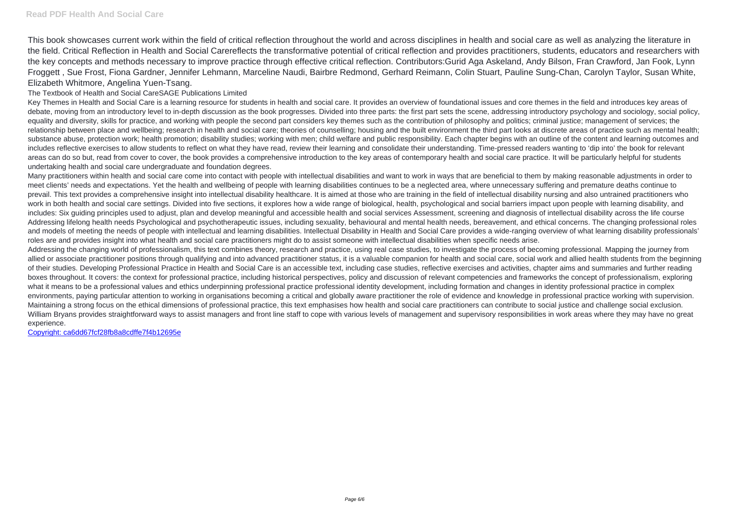This book showcases current work within the field of critical reflection throughout the world and across disciplines in health and social care as well as analyzing the literature in the field. Critical Reflection in Health and Social Carereflects the transformative potential of critical reflection and provides practitioners, students, educators and researchers with the key concepts and methods necessary to improve practice through effective critical reflection. Contributors:Gurid Aga Askeland, Andy Bilson, Fran Crawford, Jan Fook, Lynn Froggett , Sue Frost, Fiona Gardner, Jennifer Lehmann, Marceline Naudi, Bairbre Redmond, Gerhard Reimann, Colin Stuart, Pauline Sung-Chan, Carolyn Taylor, Susan White, Elizabeth Whitmore, Angelina Yuen-Tsang.

The Textbook of Health and Social CareSAGE Publications Limited

Key Themes in Health and Social Care is a learning resource for students in health and social care. It provides an overview of foundational issues and core themes in the field and introduces key areas of debate, moving from an introductory level to in-depth discussion as the book progresses. Divided into three parts: the first part sets the scene, addressing introductory psychology and sociology, social policy, equality and diversity, skills for practice, and working with people the second part considers key themes such as the contribution of philosophy and politics; criminal justice; management of services; the relationship between place and wellbeing; research in health and social care; theories of counselling; housing and the built environment the third part looks at discrete areas of practice such as mental health; substance abuse, protection work; health promotion; disability studies; working with men; child welfare and public responsibility. Each chapter begins with an outline of the content and learning outcomes and includes reflective exercises to allow students to reflect on what they have read, review their learning and consolidate their understanding. Time-pressed readers wanting to 'dip into' the book for relevant areas can do so but, read from cover to cover, the book provides a comprehensive introduction to the key areas of contemporary health and social care practice. It will be particularly helpful for students undertaking health and social care undergraduate and foundation degrees.

Many practitioners within health and social care come into contact with people with intellectual disabilities and want to work in ways that are beneficial to them by making reasonable adjustments in order to meet clients' needs and expectations. Yet the health and wellbeing of people with learning disabilities continues to be a neglected area, where unnecessary suffering and premature deaths continue to prevail. This text provides a comprehensive insight into intellectual disability healthcare. It is aimed at those who are training in the field of intellectual disability nursing and also untrained practitioners who work in both health and social care settings. Divided into five sections, it explores how a wide range of biological, health, psychological and social barriers impact upon people with learning disability, and includes: Six guiding principles used to adjust, plan and develop meaningful and accessible health and social services Assessment, screening and diagnosis of intellectual disability across the life course Addressing lifelong health needs Psychological and psychotherapeutic issues, including sexuality, behavioural and mental health needs, bereavement, and ethical concerns. The changing professional roles and models of meeting the needs of people with intellectual and learning disabilities. Intellectual Disability in Health and Social Care provides a wide-ranging overview of what learning disability professionals' roles are and provides insight into what health and social care practitioners might do to assist someone with intellectual disabilities when specific needs arise.

Addressing the changing world of professionalism, this text combines theory, research and practice, using real case studies, to investigate the process of becoming professional. Mapping the journey from allied or associate practitioner positions through qualifying and into advanced practitioner status, it is a valuable companion for health and social care, social work and allied health students from the beginning of their studies. Developing Professional Practice in Health and Social Care is an accessible text, including case studies, reflective exercises and activities, chapter aims and summaries and further reading boxes throughout. It covers: the context for professional practice, including historical perspectives, policy and discussion of relevant competencies and frameworks the concept of professionalism, exploring what it means to be a professional values and ethics underpinning professional practice professional identity development, including formation and changes in identity professional practice in complex environments, paying particular attention to working in organisations becoming a critical and globally aware practitioner the role of evidence and knowledge in professional practice working with supervision. Maintaining a strong focus on the ethical dimensions of professional practice, this text emphasises how health and social care practitioners can contribute to social justice and challenge social exclusion.

William Bryans provides straightforward ways to assist managers and front line staff to cope with various levels of management and supervisory responsibilities in work areas where they may have no great experience.

Copyright: ca6dd67fcf28fb8a8cdffe7f4b12695e